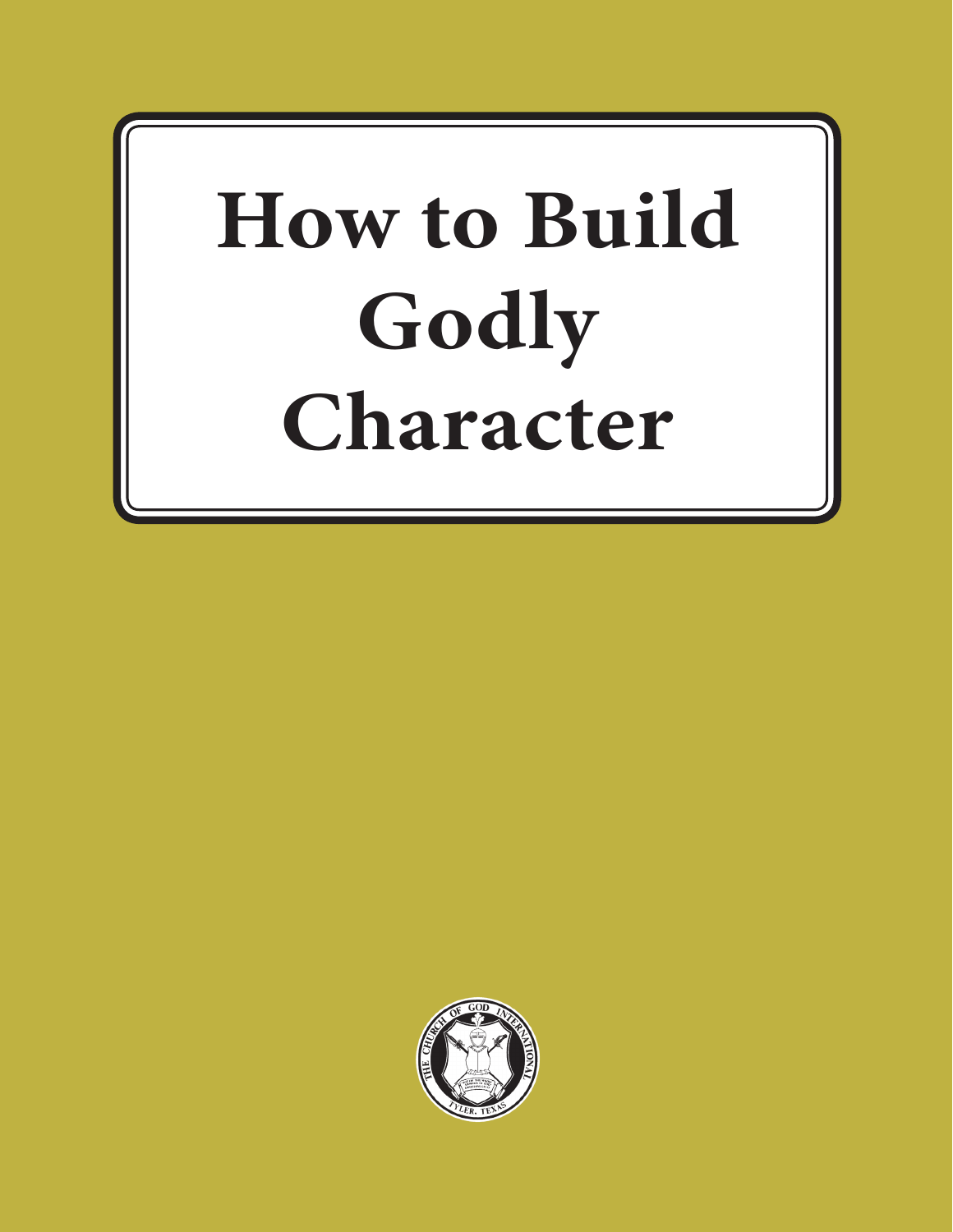# How to Build Godly Character

THE CHURCH OF GOD INTERNATIONAL

TYLER, TEXAS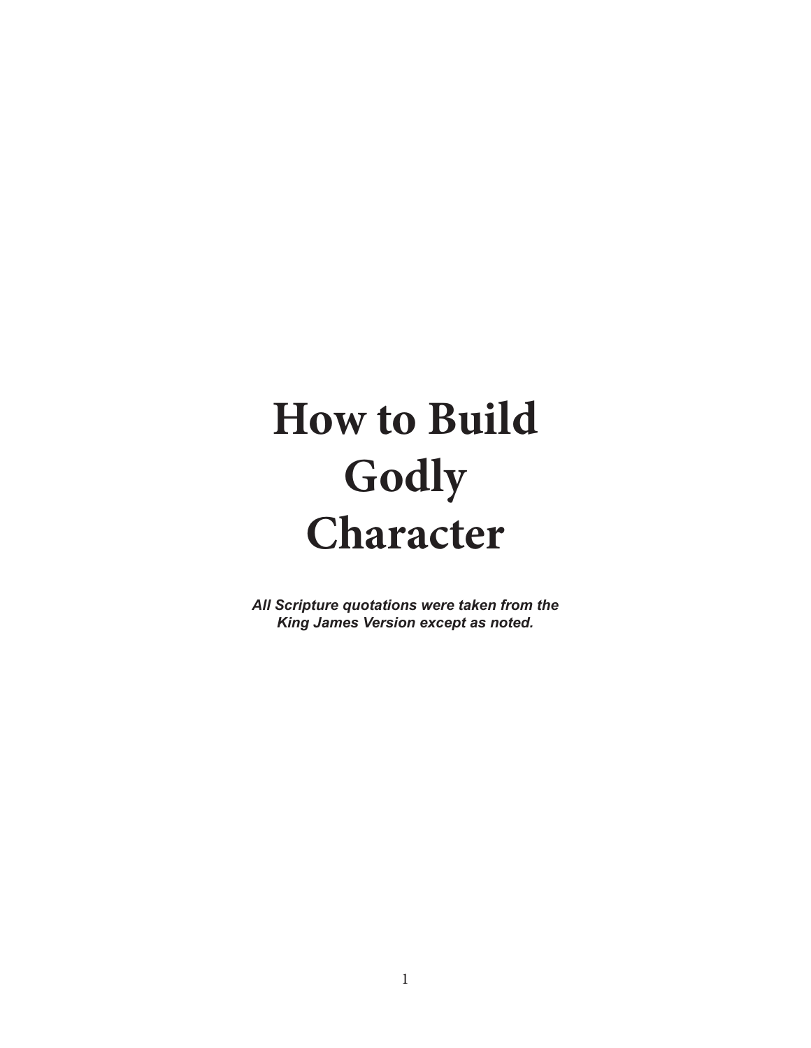# How to Build Godly Character

***All Scripture quotations were taken from the King James Version except as noted.***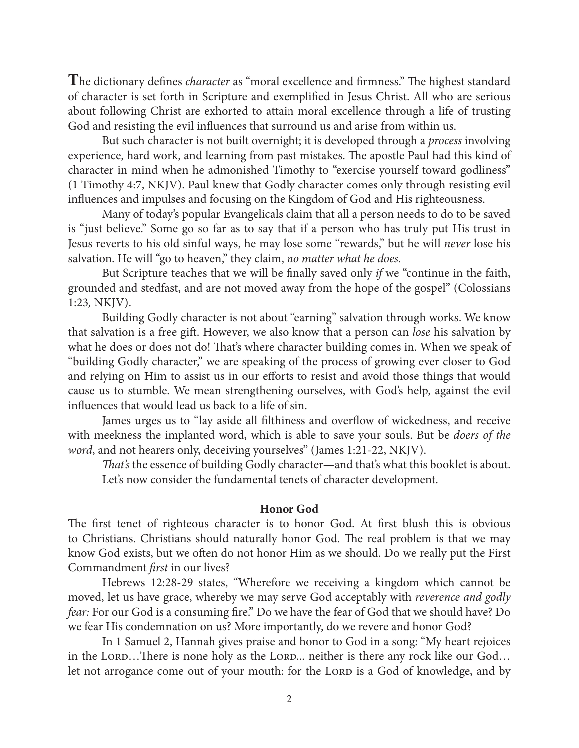The dictionary defines *character* as "moral excellence and firmness." The highest standard of character is set forth in Scripture and exemplified in Jesus Christ. All who are serious about following Christ are exhorted to attain moral excellence through a life of trusting God and resisting the evil influences that surround us and arise from within us.

But such character is not built overnight; it is developed through a *process* involving experience, hard work, and learning from past mistakes. The apostle Paul had this kind of character in mind when he admonished Timothy to "exercise yourself toward godliness" (1 Timothy 4:7, NKJV). Paul knew that Godly character comes only through resisting evil influences and impulses and focusing on the Kingdom of God and His righteousness.

Many of today's popular Evangelicals claim that all a person needs to do to be saved is "just believe." Some go so far as to say that if a person who has truly put His trust in Jesus reverts to his old sinful ways, he may lose some "rewards," but he will *never* lose his salvation. He will "go to heaven," they claim, *no matter what he does.*

But Scripture teaches that we will be finally saved only *if* we "continue in the faith, grounded and stedfast, and are not moved away from the hope of the gospel" (Colossians 1:23, NKJV).

Building Godly character is not about "earning" salvation through works. We know that salvation is a free gift. However, we also know that a person can *lose* his salvation by what he does or does not do! That's where character building comes in. When we speak of "building Godly character," we are speaking of the process of growing ever closer to God and relying on Him to assist us in our efforts to resist and avoid those things that would cause us to stumble. We mean strengthening ourselves, with God's help, against the evil influences that would lead us back to a life of sin.

James urges us to "lay aside all filthiness and overflow of wickedness, and receive with meekness the implanted word, which is able to save your souls. But be *doers of the word*, and not hearers only, deceiving yourselves" (James 1:21-22, NKJV).

*That's* the essence of building Godly character—and that's what this booklet is about.

Let's now consider the fundamental tenets of character development.

## Honor God

The first tenet of righteous character is to honor God. At first blush this is obvious to Christians. Christians should naturally honor God. The real problem is that we may know God exists, but we often do not honor Him as we should. Do we really put the First Commandment *first* in our lives?

Hebrews 12:28-29 states, "Wherefore we receiving a kingdom which cannot be moved, let us have grace, whereby we may serve God acceptably with *reverence and godly fear:* For our God is a consuming fire." Do we have the fear of God that we should have? Do we fear His condemnation on us? More importantly, do we revere and honor God?

In 1 Samuel 2, Hannah gives praise and honor to God in a song: "My heart rejoices in the Lord…There is none holy as the Lord... neither is there any rock like our God… let not arrogance come out of your mouth: for the Lord is a God of knowledge, and by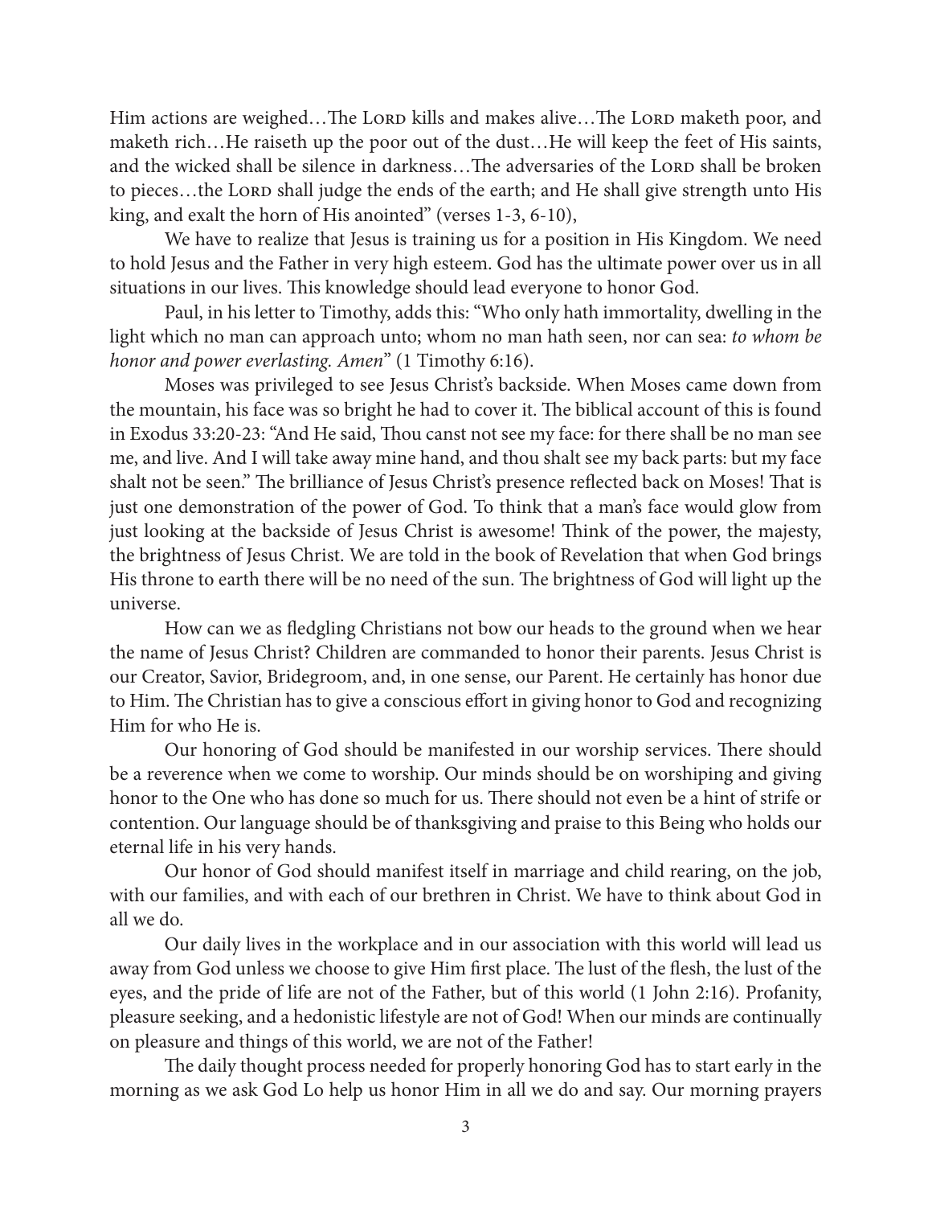Him actions are weighed…The Lord kills and makes alive…The Lord maketh poor, and maketh rich…He raiseth up the poor out of the dust…He will keep the feet of His saints, and the wicked shall be silence in darkness…The adversaries of the Lord shall be broken to pieces…the Lord shall judge the ends of the earth; and He shall give strength unto His king, and exalt the horn of His anointed" (verses 1-3, 6-10),

We have to realize that Jesus is training us for a position in His Kingdom. We need to hold Jesus and the Father in very high esteem. God has the ultimate power over us in all situations in our lives. This knowledge should lead everyone to honor God.

Paul, in his letter to Timothy, adds this: "Who only hath immortality, dwelling in the light which no man can approach unto; whom no man hath seen, nor can sea: *to whom be honor and power everlasting. Amen*" (1 Timothy 6:16).

Moses was privileged to see Jesus Christ's backside. When Moses came down from the mountain, his face was so bright he had to cover it. The biblical account of this is found in Exodus 33:20-23: "And He said, Thou canst not see my face: for there shall be no man see me, and live. And I will take away mine hand, and thou shalt see my back parts: but my face shalt not be seen." The brilliance of Jesus Christ's presence reflected back on Moses! That is just one demonstration of the power of God. To think that a man's face would glow from just looking at the backside of Jesus Christ is awesome! Think of the power, the majesty, the brightness of Jesus Christ. We are told in the book of Revelation that when God brings His throne to earth there will be no need of the sun. The brightness of God will light up the universe.

How can we as fledgling Christians not bow our heads to the ground when we hear the name of Jesus Christ? Children are commanded to honor their parents. Jesus Christ is our Creator, Savior, Bridegroom, and, in one sense, our Parent. He certainly has honor due to Him. The Christian has to give a conscious effort in giving honor to God and recognizing Him for who He is.

Our honoring of God should be manifested in our worship services. There should be a reverence when we come to worship. Our minds should be on worshiping and giving honor to the One who has done so much for us. There should not even be a hint of strife or contention. Our language should be of thanksgiving and praise to this Being who holds our eternal life in his very hands.

Our honor of God should manifest itself in marriage and child rearing, on the job, with our families, and with each of our brethren in Christ. We have to think about God in all we do.

Our daily lives in the workplace and in our association with this world will lead us away from God unless we choose to give Him first place. The lust of the flesh, the lust of the eyes, and the pride of life are not of the Father, but of this world (1 John 2:16). Profanity, pleasure seeking, and a hedonistic lifestyle are not of God! When our minds are continually on pleasure and things of this world, we are not of the Father!

The daily thought process needed for properly honoring God has to start early in the morning as we ask God Lo help us honor Him in all we do and say. Our morning prayers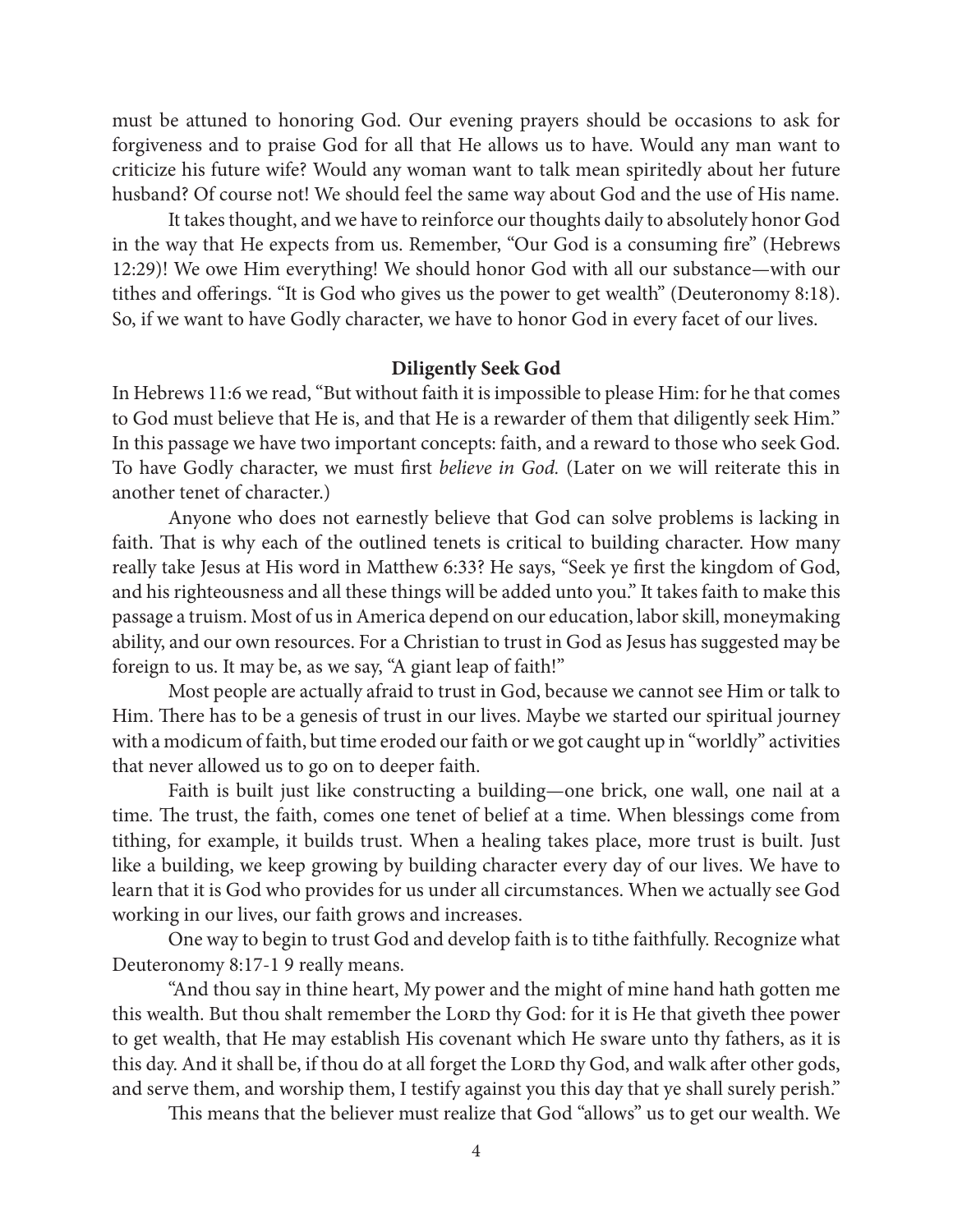must be attuned to honoring God. Our evening prayers should be occasions to ask for forgiveness and to praise God for all that He allows us to have. Would any man want to criticize his future wife? Would any woman want to talk mean spiritedly about her future husband? Of course not! We should feel the same way about God and the use of His name.

It takes thought, and we have to reinforce our thoughts daily to absolutely honor God in the way that He expects from us. Remember, "Our God is a consuming fire" (Hebrews 12:29)! We owe Him everything! We should honor God with all our substance—with our tithes and offerings. "It is God who gives us the power to get wealth" (Deuteronomy 8:18). So, if we want to have Godly character, we have to honor God in every facet of our lives.

**Diligently Seek God**

In Hebrews 11:6 we read, "But without faith it is impossible to please Him: for he that comes to God must believe that He is, and that He is a rewarder of them that diligently seek Him." In this passage we have two important concepts: faith, and a reward to those who seek God. To have Godly character, we must first *believe in God.* (Later on we will reiterate this in another tenet of character.)

Anyone who does not earnestly believe that God can solve problems is lacking in faith. That is why each of the outlined tenets is critical to building character. How many really take Jesus at His word in Matthew 6:33? He says, "Seek ye first the kingdom of God, and his righteousness and all these things will be added unto you." It takes faith to make this passage a truism. Most of us in America depend on our education, labor skill, moneymaking ability, and our own resources. For a Christian to trust in God as Jesus has suggested may be foreign to us. It may be, as we say, "A giant leap of faith!"

Most people are actually afraid to trust in God, because we cannot see Him or talk to Him. There has to be a genesis of trust in our lives. Maybe we started our spiritual journey with a modicum of faith, but time eroded our faith or we got caught up in "worldly" activities that never allowed us to go on to deeper faith.

Faith is built just like constructing a building—one brick, one wall, one nail at a time. The trust, the faith, comes one tenet of belief at a time. When blessings come from tithing, for example, it builds trust. When a healing takes place, more trust is built. Just like a building, we keep growing by building character every day of our lives. We have to learn that it is God who provides for us under all circumstances. When we actually see God working in our lives, our faith grows and increases.

One way to begin to trust God and develop faith is to tithe faithfully. Recognize what Deuteronomy 8:17-1 9 really means.

"And thou say in thine heart, My power and the might of mine hand hath gotten me this wealth. But thou shalt remember the Lord thy God: for it is He that giveth thee power to get wealth, that He may establish His covenant which He sware unto thy fathers, as it is this day. And it shall be, if thou do at all forget the Lord thy God, and walk after other gods, and serve them, and worship them, I testify against you this day that ye shall surely perish."

This means that the believer must realize that God "allows" us to get our wealth. We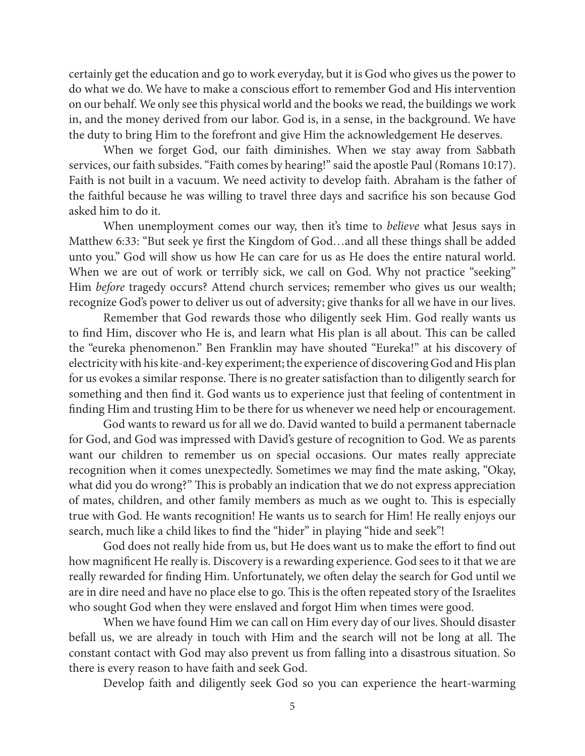certainly get the education and go to work everyday, but it is God who gives us the power to do what we do. We have to make a conscious effort to remember God and His intervention on our behalf. We only see this physical world and the books we read, the buildings we work in, and the money derived from our labor. God is, in a sense, in the background. We have the duty to bring Him to the forefront and give Him the acknowledgement He deserves.

When we forget God, our faith diminishes. When we stay away from Sabbath services, our faith subsides. "Faith comes by hearing!" said the apostle Paul (Romans 10:17). Faith is not built in a vacuum. We need activity to develop faith. Abraham is the father of the faithful because he was willing to travel three days and sacrifice his son because God asked him to do it.

When unemployment comes our way, then it's time to *believe* what Jesus says in Matthew 6:33: "But seek ye first the Kingdom of God…and all these things shall be added unto you." God will show us how He can care for us as He does the entire natural world. When we are out of work or terribly sick, we call on God. Why not practice "seeking" Him *before* tragedy occurs? Attend church services; remember who gives us our wealth; recognize God's power to deliver us out of adversity; give thanks for all we have in our lives.

Remember that God rewards those who diligently seek Him. God really wants us to find Him, discover who He is, and learn what His plan is all about. This can be called the "eureka phenomenon." Ben Franklin may have shouted "Eureka!" at his discovery of electricity with his kite-and-key experiment; the experience of discovering God and His plan for us evokes a similar response. There is no greater satisfaction than to diligently search for something and then find it. God wants us to experience just that feeling of contentment in finding Him and trusting Him to be there for us whenever we need help or encouragement.

God wants to reward us for all we do. David wanted to build a permanent tabernacle for God, and God was impressed with David's gesture of recognition to God. We as parents want our children to remember us on special occasions. Our mates really appreciate recognition when it comes unexpectedly. Sometimes we may find the mate asking, "Okay, what did you do wrong?" This is probably an indication that we do not express appreciation of mates, children, and other family members as much as we ought to. This is especially true with God. He wants recognition! He wants us to search for Him! He really enjoys our search, much like a child likes to find the "hider" in playing "hide and seek"!

God does not really hide from us, but He does want us to make the effort to find out how magnificent He really is. Discovery is a rewarding experience. God sees to it that we are really rewarded for finding Him. Unfortunately, we often delay the search for God until we are in dire need and have no place else to go. This is the often repeated story of the Israelites who sought God when they were enslaved and forgot Him when times were good.

When we have found Him we can call on Him every day of our lives. Should disaster befall us, we are already in touch with Him and the search will not be long at all. The constant contact with God may also prevent us from falling into a disastrous situation. So there is every reason to have faith and seek God.

Develop faith and diligently seek God so you can experience the heart-warming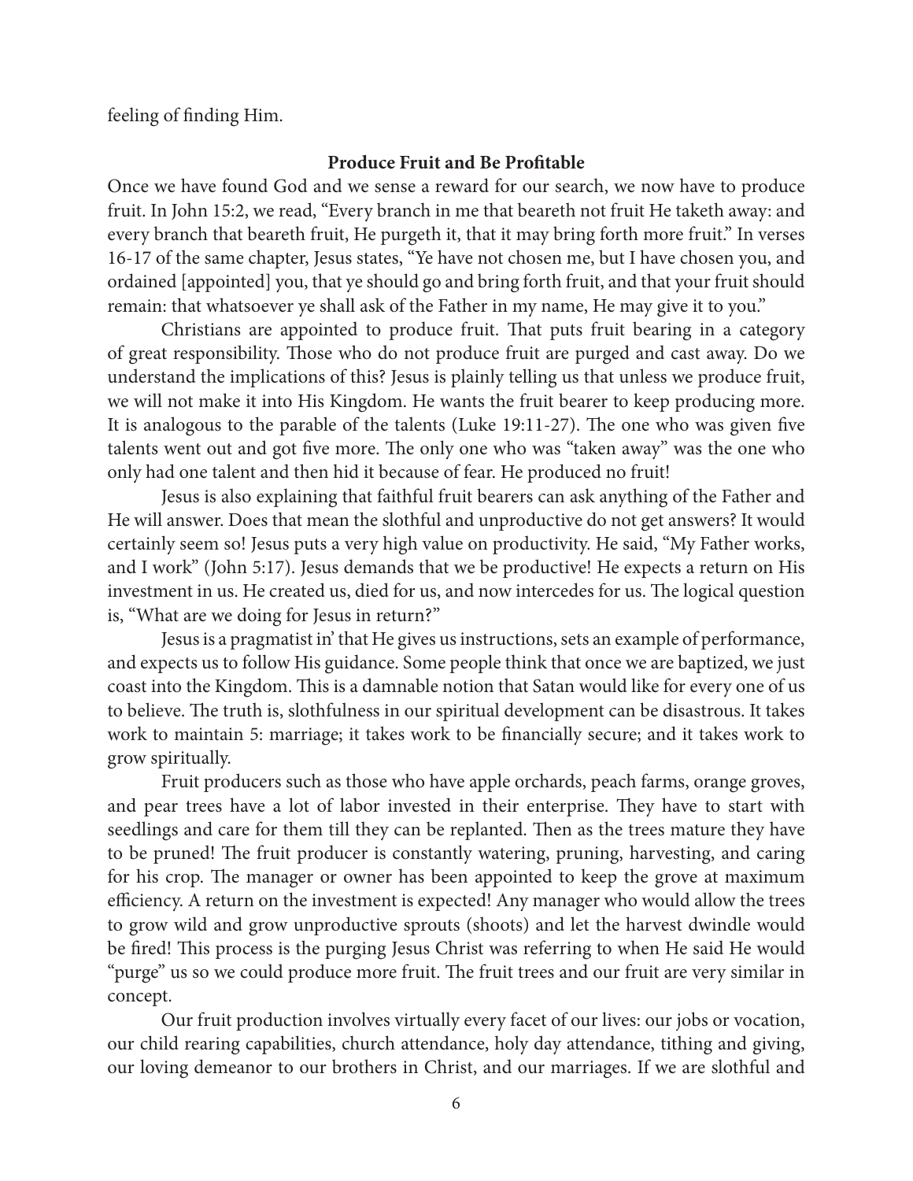feeling of finding Him.

**Produce Fruit and Be Profitable**

Once we have found God and we sense a reward for our search, we now have to produce fruit. In John 15:2, we read, "Every branch in me that beareth not fruit He taketh away: and every branch that beareth fruit, He purgeth it, that it may bring forth more fruit." In verses 16-17 of the same chapter, Jesus states, "Ye have not chosen me, but I have chosen you, and ordained [appointed] you, that ye should go and bring forth fruit, and that your fruit should remain: that whatsoever ye shall ask of the Father in my name, He may give it to you."

Christians are appointed to produce fruit. That puts fruit bearing in a category of great responsibility. Those who do not produce fruit are purged and cast away. Do we understand the implications of this? Jesus is plainly telling us that unless we produce fruit, we will not make it into His Kingdom. He wants the fruit bearer to keep producing more. It is analogous to the parable of the talents (Luke 19:11-27). The one who was given five talents went out and got five more. The only one who was "taken away" was the one who only had one talent and then hid it because of fear. He produced no fruit!

Jesus is also explaining that faithful fruit bearers can ask anything of the Father and He will answer. Does that mean the slothful and unproductive do not get answers? It would certainly seem so! Jesus puts a very high value on productivity. He said, "My Father works, and I work" (John 5:17). Jesus demands that we be productive! He expects a return on His investment in us. He created us, died for us, and now intercedes for us. The logical question is, "What are we doing for Jesus in return?"

Jesus is a pragmatist in' that He gives us instructions, sets an example of performance, and expects us to follow His guidance. Some people think that once we are baptized, we just coast into the Kingdom. This is a damnable notion that Satan would like for every one of us to believe. The truth is, slothfulness in our spiritual development can be disastrous. It takes work to maintain 5: marriage; it takes work to be financially secure; and it takes work to grow spiritually.

Fruit producers such as those who have apple orchards, peach farms, orange groves, and pear trees have a lot of labor invested in their enterprise. They have to start with seedlings and care for them till they can be replanted. Then as the trees mature they have to be pruned! The fruit producer is constantly watering, pruning, harvesting, and caring for his crop. The manager or owner has been appointed to keep the grove at maximum efficiency. A return on the investment is expected! Any manager who would allow the trees to grow wild and grow unproductive sprouts (shoots) and let the harvest dwindle would be fired! This process is the purging Jesus Christ was referring to when He said He would "purge" us so we could produce more fruit. The fruit trees and our fruit are very similar in concept.

Our fruit production involves virtually every facet of our lives: our jobs or vocation, our child rearing capabilities, church attendance, holy day attendance, tithing and giving, our loving demeanor to our brothers in Christ, and our marriages. If we are slothful and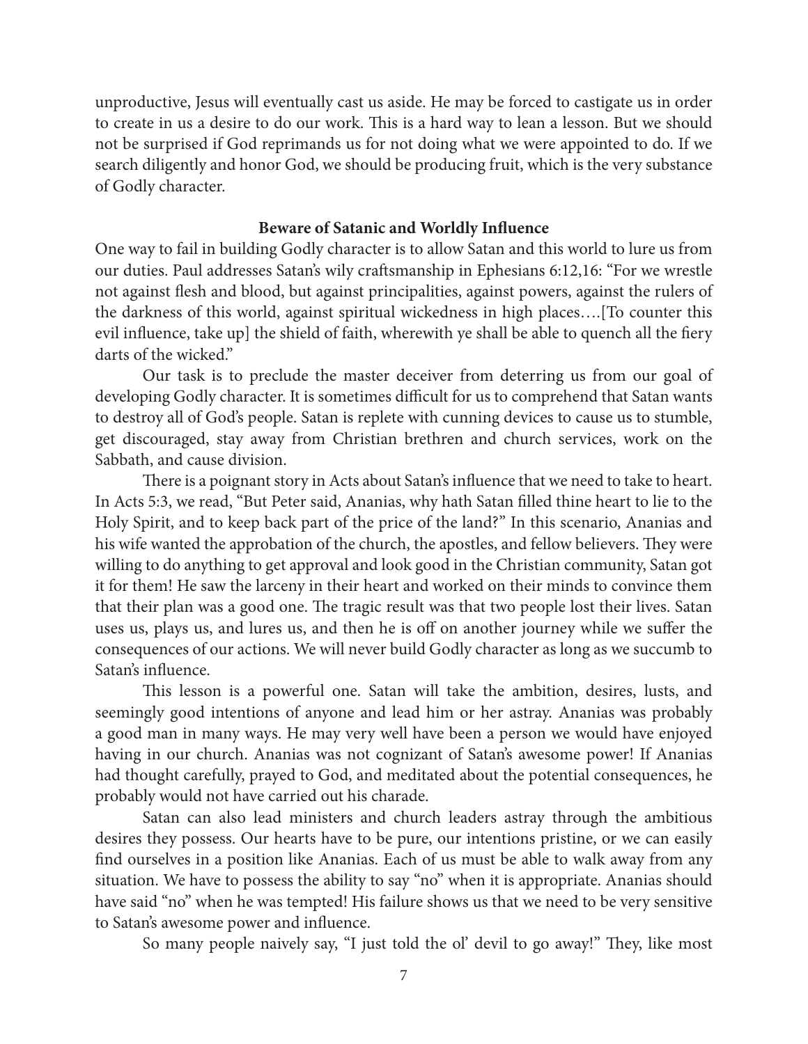unproductive, Jesus will eventually cast us aside. He may be forced to castigate us in order to create in us a desire to do our work. This is a hard way to lean a lesson. But we should not be surprised if God reprimands us for not doing what we were appointed to do. If we search diligently and honor God, we should be producing fruit, which is the very substance of Godly character.

**Beware of Satanic and Worldly Influence**

One way to fail in building Godly character is to allow Satan and this world to lure us from our duties. Paul addresses Satan's wily craftsmanship in Ephesians 6:12,16: "For we wrestle not against flesh and blood, but against principalities, against powers, against the rulers of the darkness of this world, against spiritual wickedness in high places….[To counter this evil influence, take up] the shield of faith, wherewith ye shall be able to quench all the fiery darts of the wicked."

Our task is to preclude the master deceiver from deterring us from our goal of developing Godly character. It is sometimes difficult for us to comprehend that Satan wants to destroy all of God's people. Satan is replete with cunning devices to cause us to stumble, get discouraged, stay away from Christian brethren and church services, work on the Sabbath, and cause division.

There is a poignant story in Acts about Satan's influence that we need to take to heart. In Acts 5:3, we read, "But Peter said, Ananias, why hath Satan filled thine heart to lie to the Holy Spirit, and to keep back part of the price of the land?" In this scenario, Ananias and his wife wanted the approbation of the church, the apostles, and fellow believers. They were willing to do anything to get approval and look good in the Christian community, Satan got it for them! He saw the larceny in their heart and worked on their minds to convince them that their plan was a good one. The tragic result was that two people lost their lives. Satan uses us, plays us, and lures us, and then he is off on another journey while we suffer the consequences of our actions. We will never build Godly character as long as we succumb to Satan's influence.

This lesson is a powerful one. Satan will take the ambition, desires, lusts, and seemingly good intentions of anyone and lead him or her astray. Ananias was probably a good man in many ways. He may very well have been a person we would have enjoyed having in our church. Ananias was not cognizant of Satan's awesome power! If Ananias had thought carefully, prayed to God, and meditated about the potential consequences, he probably would not have carried out his charade.

Satan can also lead ministers and church leaders astray through the ambitious desires they possess. Our hearts have to be pure, our intentions pristine, or we can easily find ourselves in a position like Ananias. Each of us must be able to walk away from any situation. We have to possess the ability to say "no" when it is appropriate. Ananias should have said "no" when he was tempted! His failure shows us that we need to be very sensitive to Satan's awesome power and influence.

So many people naively say, "I just told the ol' devil to go away!" They, like most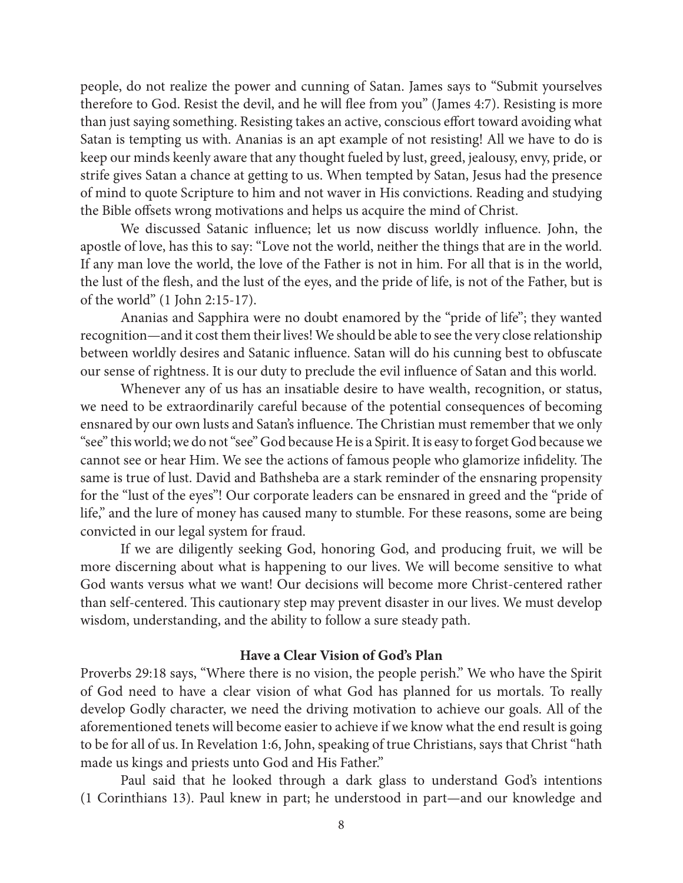people, do not realize the power and cunning of Satan. James says to "Submit yourselves therefore to God. Resist the devil, and he will flee from you" (James 4:7). Resisting is more than just saying something. Resisting takes an active, conscious effort toward avoiding what Satan is tempting us with. Ananias is an apt example of not resisting! All we have to do is keep our minds keenly aware that any thought fueled by lust, greed, jealousy, envy, pride, or strife gives Satan a chance at getting to us. When tempted by Satan, Jesus had the presence of mind to quote Scripture to him and not waver in His convictions. Reading and studying the Bible offsets wrong motivations and helps us acquire the mind of Christ.

We discussed Satanic influence; let us now discuss worldly influence. John, the apostle of love, has this to say: "Love not the world, neither the things that are in the world. If any man love the world, the love of the Father is not in him. For all that is in the world, the lust of the flesh, and the lust of the eyes, and the pride of life, is not of the Father, but is of the world" (1 John 2:15-17).

Ananias and Sapphira were no doubt enamored by the "pride of life"; they wanted recognition—and it cost them their lives! We should be able to see the very close relationship between worldly desires and Satanic influence. Satan will do his cunning best to obfuscate our sense of rightness. It is our duty to preclude the evil influence of Satan and this world.

Whenever any of us has an insatiable desire to have wealth, recognition, or status, we need to be extraordinarily careful because of the potential consequences of becoming ensnared by our own lusts and Satan's influence. The Christian must remember that we only "see" this world; we do not "see" God because He is a Spirit. It is easy to forget God because we cannot see or hear Him. We see the actions of famous people who glamorize infidelity. The same is true of lust. David and Bathsheba are a stark reminder of the ensnaring propensity for the "lust of the eyes"! Our corporate leaders can be ensnared in greed and the "pride of life," and the lure of money has caused many to stumble. For these reasons, some are being convicted in our legal system for fraud.

If we are diligently seeking God, honoring God, and producing fruit, we will be more discerning about what is happening to our lives. We will become sensitive to what God wants versus what we want! Our decisions will become more Christ-centered rather than self-centered. This cautionary step may prevent disaster in our lives. We must develop wisdom, understanding, and the ability to follow a sure steady path.

### Have a Clear Vision of God's Plan

Proverbs 29:18 says, "Where there is no vision, the people perish." We who have the Spirit of God need to have a clear vision of what God has planned for us mortals. To really develop Godly character, we need the driving motivation to achieve our goals. All of the aforementioned tenets will become easier to achieve if we know what the end result is going to be for all of us. In Revelation 1:6, John, speaking of true Christians, says that Christ "hath made us kings and priests unto God and His Father."

Paul said that he looked through a dark glass to understand God's intentions (1 Corinthians 13). Paul knew in part; he understood in part—and our knowledge and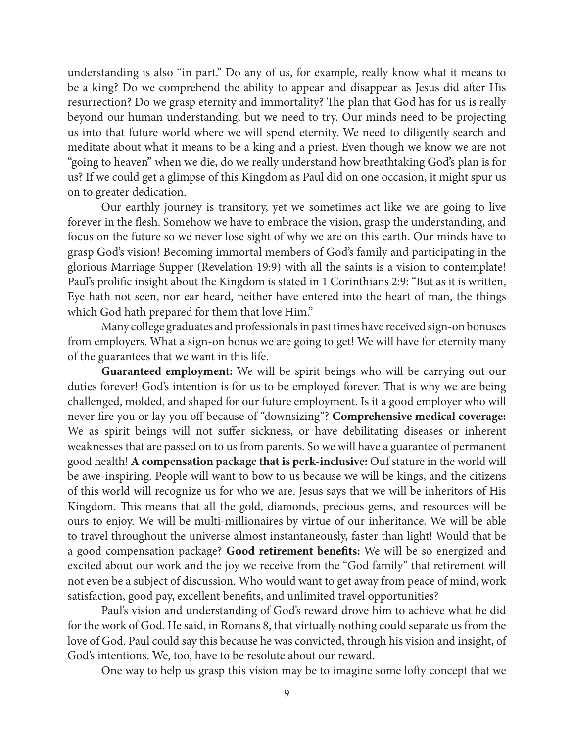understanding is also "in part." Do any of us, for example, really know what it means to be a king? Do we comprehend the ability to appear and disappear as Jesus did after His resurrection? Do we grasp eternity and immortality? The plan that God has for us is really beyond our human understanding, but we need to try. Our minds need to be projecting us into that future world where we will spend eternity. We need to diligently search and meditate about what it means to be a king and a priest. Even though we know we are not "going to heaven" when we die, do we really understand how breathtaking God's plan is for us? If we could get a glimpse of this Kingdom as Paul did on one occasion, it might spur us on to greater dedication.

Our earthly journey is transitory, yet we sometimes act like we are going to live forever in the flesh. Somehow we have to embrace the vision, grasp the understanding, and focus on the future so we never lose sight of why we are on this earth. Our minds have to grasp God's vision! Becoming immortal members of God's family and participating in the glorious Marriage Supper (Revelation 19:9) with all the saints is a vision to contemplate! Paul's prolific insight about the Kingdom is stated in 1 Corinthians 2:9: "But as it is written, Eye hath not seen, nor ear heard, neither have entered into the heart of man, the things which God hath prepared for them that love Him."

Many college graduates and professionals in past times have received sign-on bonuses from employers. What a sign-on bonus we are going to get! We will have for eternity many of the guarantees that we want in this life.

**Guaranteed employment:** We will be spirit beings who will be carrying out our duties forever! God's intention is for us to be employed forever. That is why we are being challenged, molded, and shaped for our future employment. Is it a good employer who will never fire you or lay you off because of "downsizing"? **Comprehensive medical coverage:** We as spirit beings will not suffer sickness, or have debilitating diseases or inherent weaknesses that are passed on to us from parents. So we will have a guarantee of permanent good health! **A compensation package that is perk-inclusive:** Ouf stature in the world will be awe-inspiring. People will want to bow to us because we will be kings, and the citizens of this world will recognize us for who we are. Jesus says that we will be inheritors of His Kingdom. This means that all the gold, diamonds, precious gems, and resources will be ours to enjoy. We will be multi-millionaires by virtue of our inheritance. We will be able to travel throughout the universe almost instantaneously, faster than light! Would that be a good compensation package? **Good retirement benefits:** We will be so energized and excited about our work and the joy we receive from the "God family" that retirement will not even be a subject of discussion. Who would want to get away from peace of mind, work satisfaction, good pay, excellent benefits, and unlimited travel opportunities?

Paul's vision and understanding of God's reward drove him to achieve what he did for the work of God. He said, in Romans 8, that virtually nothing could separate us from the love of God. Paul could say this because he was convicted, through his vision and insight, of God's intentions. We, too, have to be resolute about our reward.

One way to help us grasp this vision may be to imagine some lofty concept that we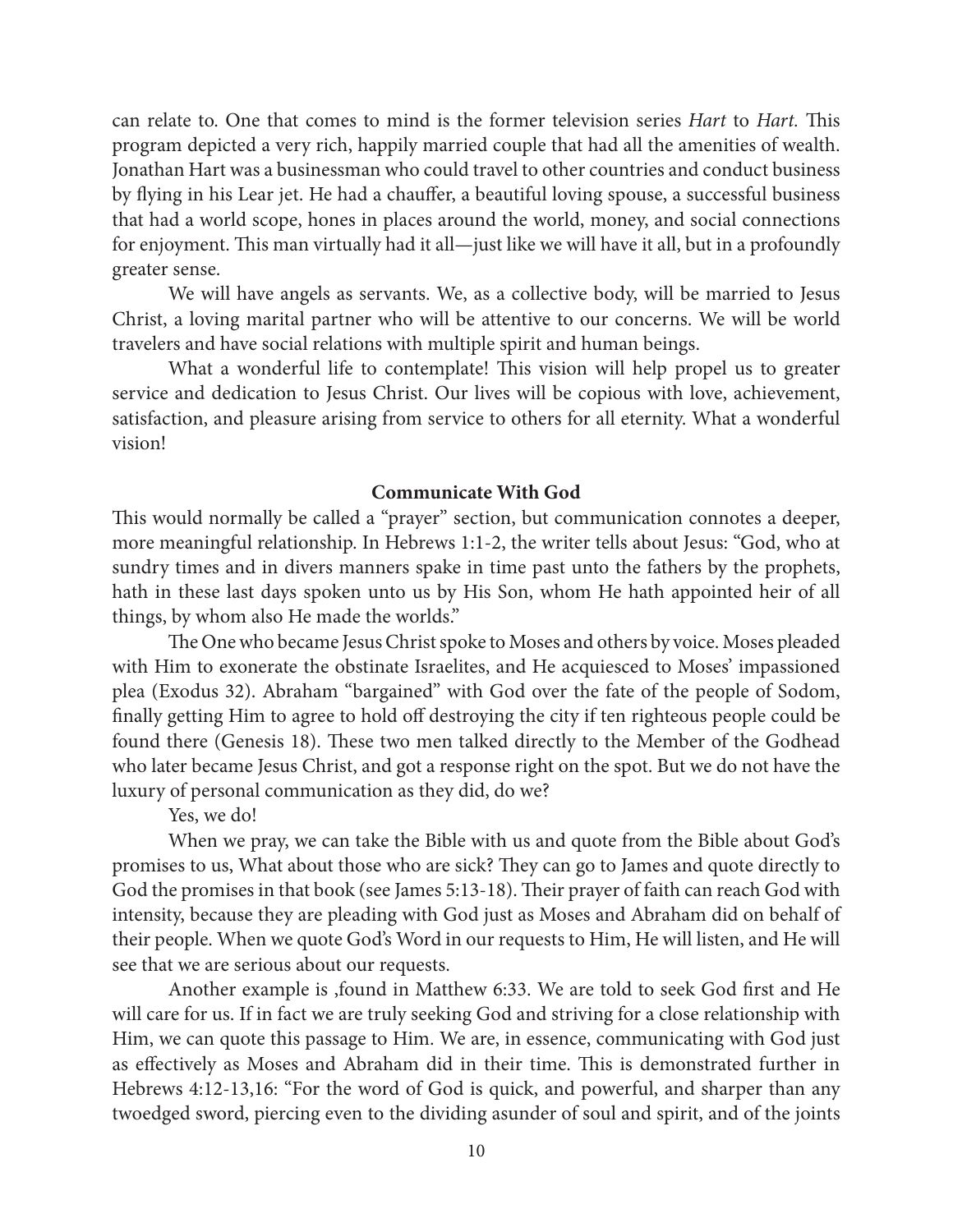can relate to. One that comes to mind is the former television series *Hart* to *Hart.* This program depicted a very rich, happily married couple that had all the amenities of wealth. Jonathan Hart was a businessman who could travel to other countries and conduct business by flying in his Lear jet. He had a chauffer, a beautiful loving spouse, a successful business that had a world scope, hones in places around the world, money, and social connections for enjoyment. This man virtually had it all—just like we will have it all, but in a profoundly greater sense.

We will have angels as servants. We, as a collective body, will be married to Jesus Christ, a loving marital partner who will be attentive to our concerns. We will be world travelers and have social relations with multiple spirit and human beings.

What a wonderful life to contemplate! This vision will help propel us to greater service and dedication to Jesus Christ. Our lives will be copious with love, achievement, satisfaction, and pleasure arising from service to others for all eternity. What a wonderful vision!

**Communicate With God**

This would normally be called a "prayer" section, but communication connotes a deeper, more meaningful relationship. In Hebrews 1:1-2, the writer tells about Jesus: "God, who at sundry times and in divers manners spake in time past unto the fathers by the prophets, hath in these last days spoken unto us by His Son, whom He hath appointed heir of all things, by whom also He made the worlds."

The One who became Jesus Christ spoke to Moses and others by voice. Moses pleaded with Him to exonerate the obstinate Israelites, and He acquiesced to Moses' impassioned plea (Exodus 32). Abraham "bargained" with God over the fate of the people of Sodom, finally getting Him to agree to hold off destroying the city if ten righteous people could be found there (Genesis 18). These two men talked directly to the Member of the Godhead who later became Jesus Christ, and got a response right on the spot. But we do not have the luxury of personal communication as they did, do we?

Yes, we do!

When we pray, we can take the Bible with us and quote from the Bible about God's promises to us, What about those who are sick? They can go to James and quote directly to God the promises in that book (see James 5:13-18). Their prayer of faith can reach God with intensity, because they are pleading with God just as Moses and Abraham did on behalf of their people. When we quote God's Word in our requests to Him, He will listen, and He will see that we are serious about our requests.

Another example is ,found in Matthew 6:33. We are told to seek God first and He will care for us. If in fact we are truly seeking God and striving for a close relationship with Him, we can quote this passage to Him. We are, in essence, communicating with God just as effectively as Moses and Abraham did in their time. This is demonstrated further in Hebrews 4:12-13,16: "For the word of God is quick, and powerful, and sharper than any twoedged sword, piercing even to the dividing asunder of soul and spirit, and of the joints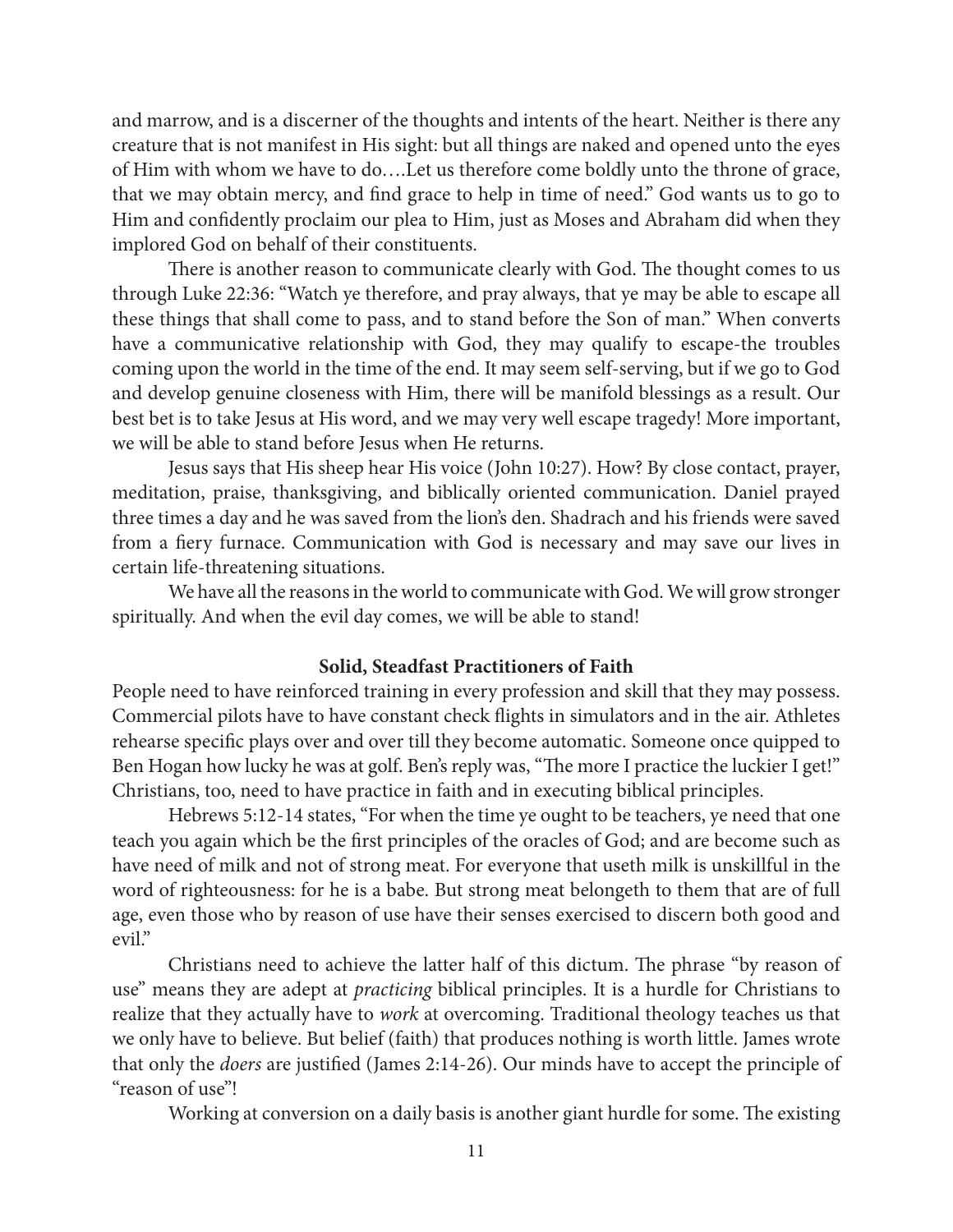and marrow, and is a discerner of the thoughts and intents of the heart. Neither is there any creature that is not manifest in His sight: but all things are naked and opened unto the eyes of Him with whom we have to do….Let us therefore come boldly unto the throne of grace, that we may obtain mercy, and find grace to help in time of need." God wants us to go to Him and confidently proclaim our plea to Him, just as Moses and Abraham did when they implored God on behalf of their constituents.

There is another reason to communicate clearly with God. The thought comes to us through Luke 22:36: "Watch ye therefore, and pray always, that ye may be able to escape all these things that shall come to pass, and to stand before the Son of man." When converts have a communicative relationship with God, they may qualify to escape-the troubles coming upon the world in the time of the end. It may seem self-serving, but if we go to God and develop genuine closeness with Him, there will be manifold blessings as a result. Our best bet is to take Jesus at His word, and we may very well escape tragedy! More important, we will be able to stand before Jesus when He returns.

Jesus says that His sheep hear His voice (John 10:27). How? By close contact, prayer, meditation, praise, thanksgiving, and biblically oriented communication. Daniel prayed three times a day and he was saved from the lion's den. Shadrach and his friends were saved from a fiery furnace. Communication with God is necessary and may save our lives in certain life-threatening situations.

We have all the reasons in the world to communicate with God. We will grow stronger spiritually. And when the evil day comes, we will be able to stand!

**Solid, Steadfast Practitioners of Faith**

People need to have reinforced training in every profession and skill that they may possess. Commercial pilots have to have constant check flights in simulators and in the air. Athletes rehearse specific plays over and over till they become automatic. Someone once quipped to Ben Hogan how lucky he was at golf. Ben's reply was, "The more I practice the luckier I get!" Christians, too, need to have practice in faith and in executing biblical principles.

Hebrews 5:12-14 states, "For when the time ye ought to be teachers, ye need that one teach you again which be the first principles of the oracles of God; and are become such as have need of milk and not of strong meat. For everyone that useth milk is unskillful in the word of righteousness: for he is a babe. But strong meat belongeth to them that are of full age, even those who by reason of use have their senses exercised to discern both good and evil."

Christians need to achieve the latter half of this dictum. The phrase "by reason of use" means they are adept at *practicing* biblical principles. It is a hurdle for Christians to realize that they actually have to *work* at overcoming. Traditional theology teaches us that we only have to believe. But belief (faith) that produces nothing is worth little. James wrote that only the *doers* are justified (James 2:14-26). Our minds have to accept the principle of "reason of use"!

Working at conversion on a daily basis is another giant hurdle for some. The existing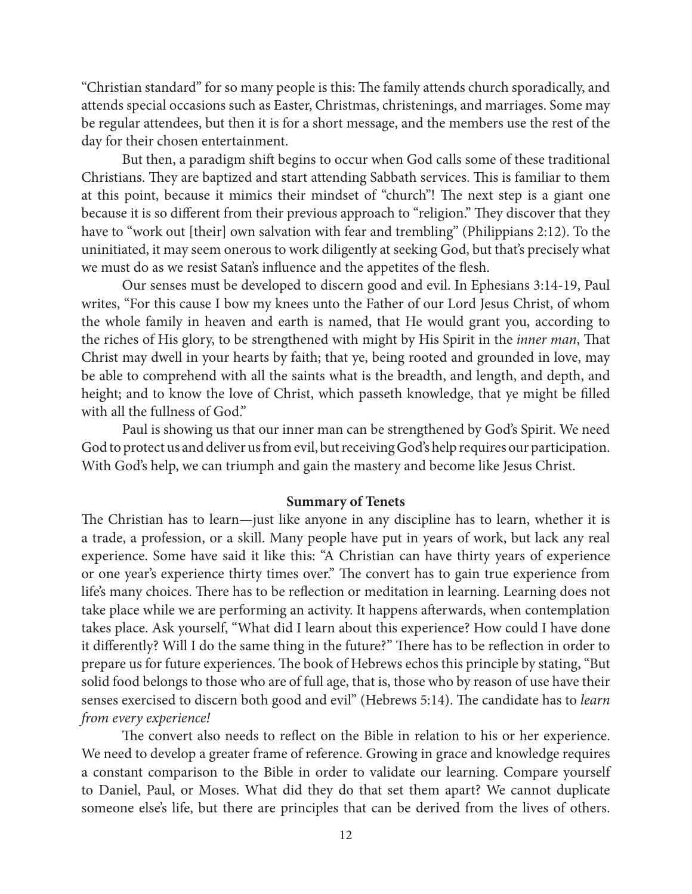"Christian standard" for so many people is this: The family attends church sporadically, and attends special occasions such as Easter, Christmas, christenings, and marriages. Some may be regular attendees, but then it is for a short message, and the members use the rest of the day for their chosen entertainment.

But then, a paradigm shift begins to occur when God calls some of these traditional Christians. They are baptized and start attending Sabbath services. This is familiar to them at this point, because it mimics their mindset of "church"! The next step is a giant one because it is so different from their previous approach to "religion." They discover that they have to "work out [their] own salvation with fear and trembling" (Philippians 2:12). To the uninitiated, it may seem onerous to work diligently at seeking God, but that's precisely what we must do as we resist Satan's influence and the appetites of the flesh.

Our senses must be developed to discern good and evil. In Ephesians 3:14-19, Paul writes, "For this cause I bow my knees unto the Father of our Lord Jesus Christ, of whom the whole family in heaven and earth is named, that He would grant you, according to the riches of His glory, to be strengthened with might by His Spirit in the *inner man*, That Christ may dwell in your hearts by faith; that ye, being rooted and grounded in love, may be able to comprehend with all the saints what is the breadth, and length, and depth, and height; and to know the love of Christ, which passeth knowledge, that ye might be filled with all the fullness of God."

Paul is showing us that our inner man can be strengthened by God's Spirit. We need God to protect us and deliver us from evil, but receiving God's help requires our participation. With God's help, we can triumph and gain the mastery and become like Jesus Christ.

**Summary of Tenets**

The Christian has to learn—just like anyone in any discipline has to learn, whether it is a trade, a profession, or a skill. Many people have put in years of work, but lack any real experience. Some have said it like this: "A Christian can have thirty years of experience or one year's experience thirty times over." The convert has to gain true experience from life's many choices. There has to be reflection or meditation in learning. Learning does not take place while we are performing an activity. It happens afterwards, when contemplation takes place. Ask yourself, "What did I learn about this experience? How could I have done it differently? Will I do the same thing in the future?" There has to be reflection in order to prepare us for future experiences. The book of Hebrews echos this principle by stating, "But solid food belongs to those who are of full age, that is, those who by reason of use have their senses exercised to discern both good and evil" (Hebrews 5:14). The candidate has to *learn from every experience!*

The convert also needs to reflect on the Bible in relation to his or her experience. We need to develop a greater frame of reference. Growing in grace and knowledge requires a constant comparison to the Bible in order to validate our learning. Compare yourself to Daniel, Paul, or Moses. What did they do that set them apart? We cannot duplicate someone else's life, but there are principles that can be derived from the lives of others.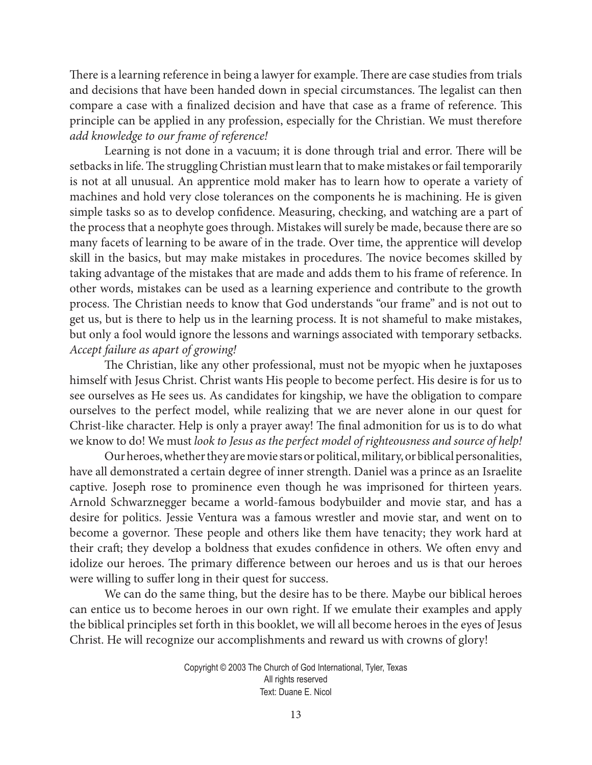There is a learning reference in being a lawyer for example. There are case studies from trials and decisions that have been handed down in special circumstances. The legalist can then compare a case with a finalized decision and have that case as a frame of reference. This principle can be applied in any profession, especially for the Christian. We must therefore *add knowledge to our frame of reference!*

Learning is not done in a vacuum; it is done through trial and error. There will be setbacks in life. The struggling Christian must learn that to make mistakes or fail temporarily is not at all unusual. An apprentice mold maker has to learn how to operate a variety of machines and hold very close tolerances on the components he is machining. He is given simple tasks so as to develop confidence. Measuring, checking, and watching are a part of the process that a neophyte goes through. Mistakes will surely be made, because there are so many facets of learning to be aware of in the trade. Over time, the apprentice will develop skill in the basics, but may make mistakes in procedures. The novice becomes skilled by taking advantage of the mistakes that are made and adds them to his frame of reference. In other words, mistakes can be used as a learning experience and contribute to the growth process. The Christian needs to know that God understands "our frame" and is not out to get us, but is there to help us in the learning process. It is not shameful to make mistakes, but only a fool would ignore the lessons and warnings associated with temporary setbacks. *Accept failure as apart of growing!*

The Christian, like any other professional, must not be myopic when he juxtaposes himself with Jesus Christ. Christ wants His people to become perfect. His desire is for us to see ourselves as He sees us. As candidates for kingship, we have the obligation to compare ourselves to the perfect model, while realizing that we are never alone in our quest for Christ-like character. Help is only a prayer away! The final admonition for us is to do what we know to do! We must *look to Jesus as the perfect model of righteousness and source of help!*

Our heroes, whether they are movie stars or political, military, or biblical personalities, have all demonstrated a certain degree of inner strength. Daniel was a prince as an Israelite captive. Joseph rose to prominence even though he was imprisoned for thirteen years. Arnold Schwarznegger became a world-famous bodybuilder and movie star, and has a desire for politics. Jessie Ventura was a famous wrestler and movie star, and went on to become a governor. These people and others like them have tenacity; they work hard at their craft; they develop a boldness that exudes confidence in others. We often envy and idolize our heroes. The primary difference between our heroes and us is that our heroes were willing to suffer long in their quest for success.

We can do the same thing, but the desire has to be there. Maybe our biblical heroes can entice us to become heroes in our own right. If we emulate their examples and apply the biblical principles set forth in this booklet, we will all become heroes in the eyes of Jesus Christ. He will recognize our accomplishments and reward us with crowns of glory!

Copyright © 2003 The Church of God International, Tyler, Texas
All rights reserved
Text: Duane E. Nicol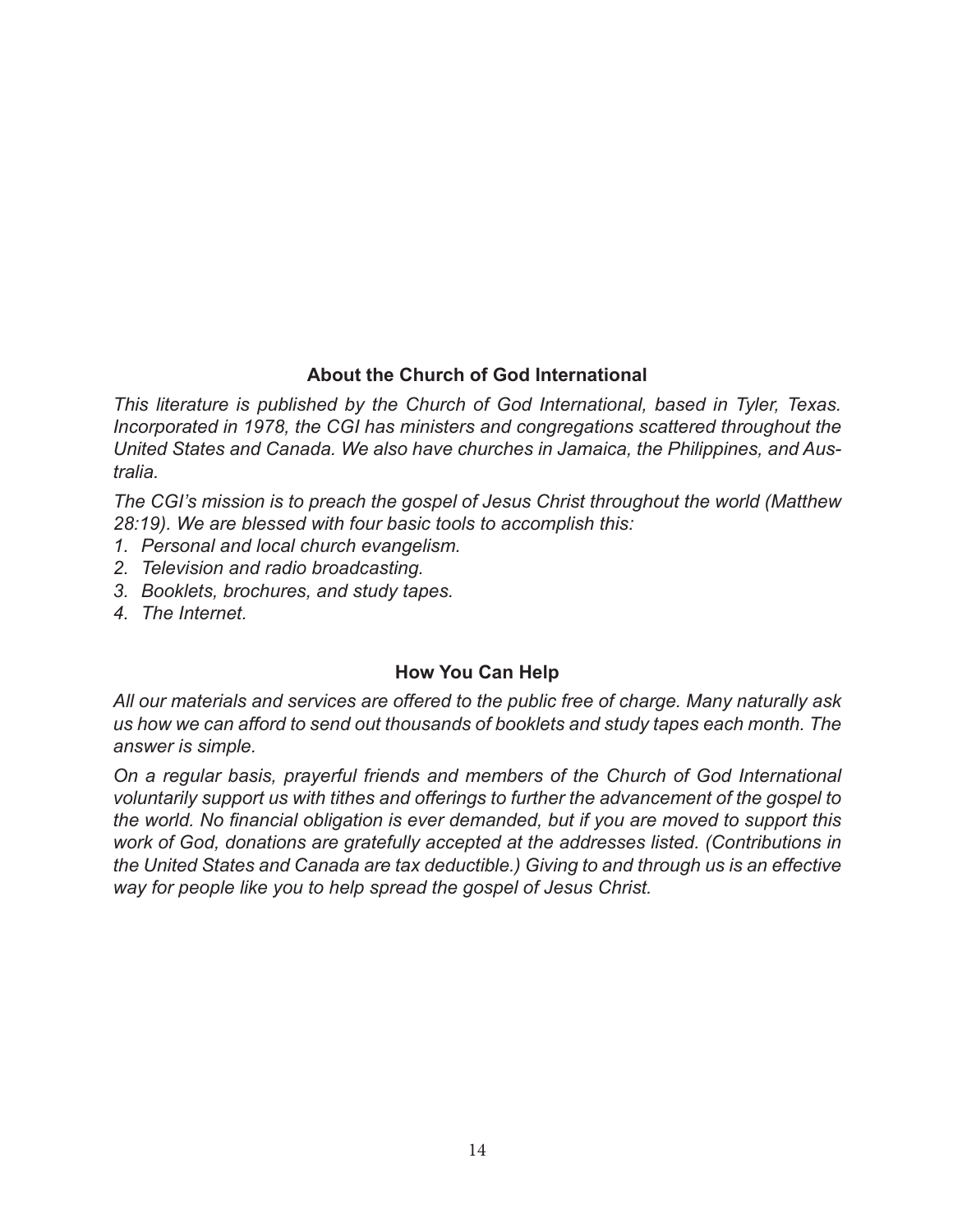## About the Church of God International

*This literature is published by the Church of God International, based in Tyler, Texas. Incorporated in 1978, the CGI has ministers and congregations scattered throughout the United States and Canada. We also have churches in Jamaica, the Philippines, and Australia.*

*The CGI's mission is to preach the gospel of Jesus Christ throughout the world (Matthew 28:19). We are blessed with four basic tools to accomplish this:*

1. *Personal and local church evangelism.*
2. *Television and radio broadcasting.*
3. *Booklets, brochures, and study tapes.*
4. *The Internet.*

## How You Can Help

*All our materials and services are offered to the public free of charge. Many naturally ask us how we can afford to send out thousands of booklets and study tapes each month. The answer is simple.*

*On a regular basis, prayerful friends and members of the Church of God International voluntarily support us with tithes and offerings to further the advancement of the gospel to the world. No financial obligation is ever demanded, but if you are moved to support this work of God, donations are gratefully accepted at the addresses listed. (Contributions in the United States and Canada are tax deductible.) Giving to and through us is an effective way for people like you to help spread the gospel of Jesus Christ.*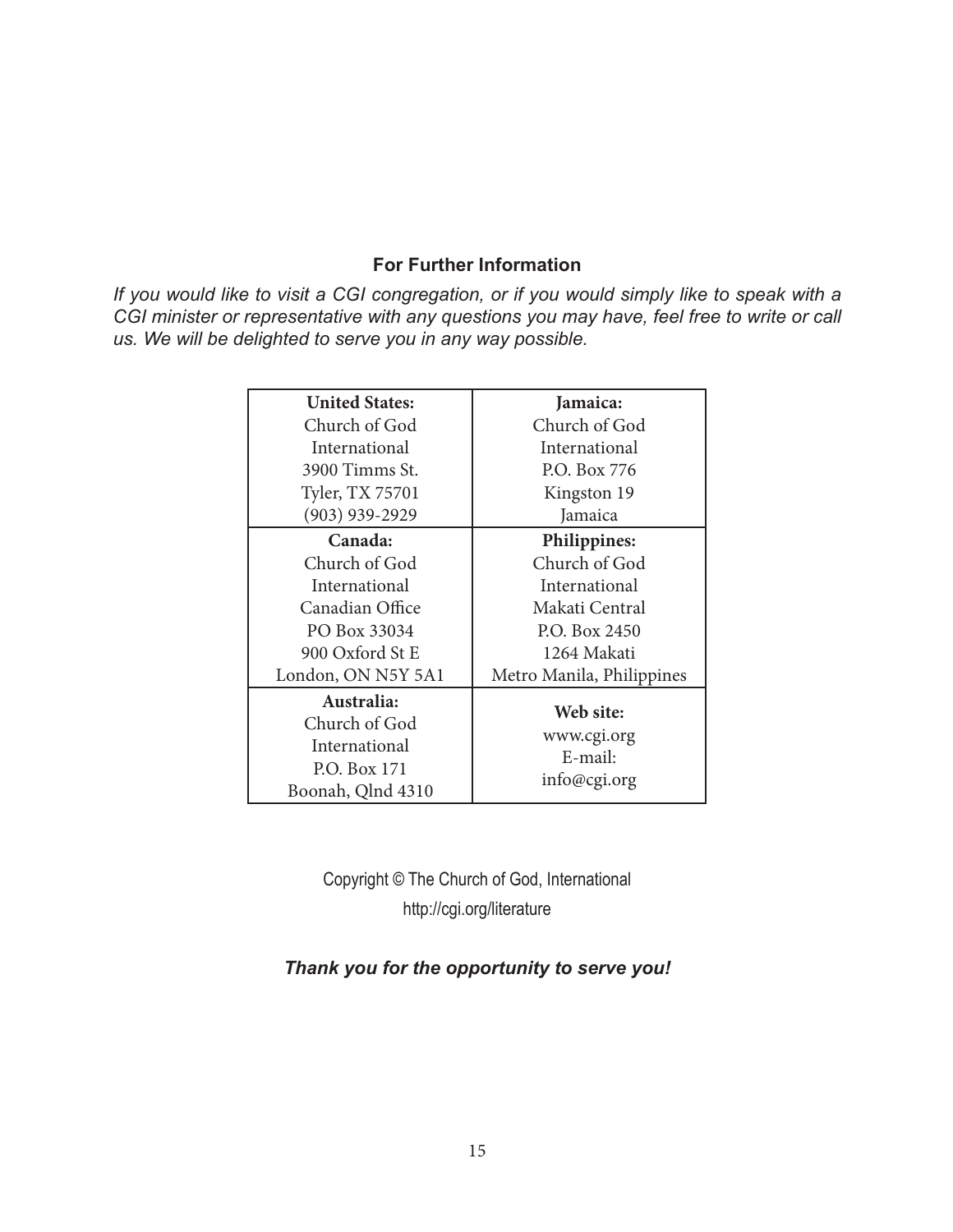## For Further Information

*If you would like to visit a CGI congregation, or if you would simply like to speak with a CGI minister or representative with any questions you may have, feel free to write or call us. We will be delighted to serve you in any way possible.*

| | |
|---|---|
| **United States:**<br>Church of God<br>International<br>3900 Timms St.<br>Tyler, TX 75701<br>(903) 939-2929 | **Jamaica:**<br>Church of God<br>International<br>P.O. Box 776<br>Kingston 19<br>Jamaica |
| **Canada:**<br>Church of God<br>International<br>Canadian Office<br>PO Box 33034<br>900 Oxford St E<br>London, ON N5Y 5A1 | **Philippines:**<br>Church of God<br>International<br>Makati Central<br>P.O. Box 2450<br>1264 Makati<br>Metro Manila, Philippines |
| **Australia:**<br>Church of God<br>International<br>P.O. Box 171<br>Boonah, Qlnd 4310 | **Web site:**<br>www.cgi.org<br>E-mail:<br>info@cgi.org |

Copyright © The Church of God, International
http://cgi.org/literature

***Thank you for the opportunity to serve you!***